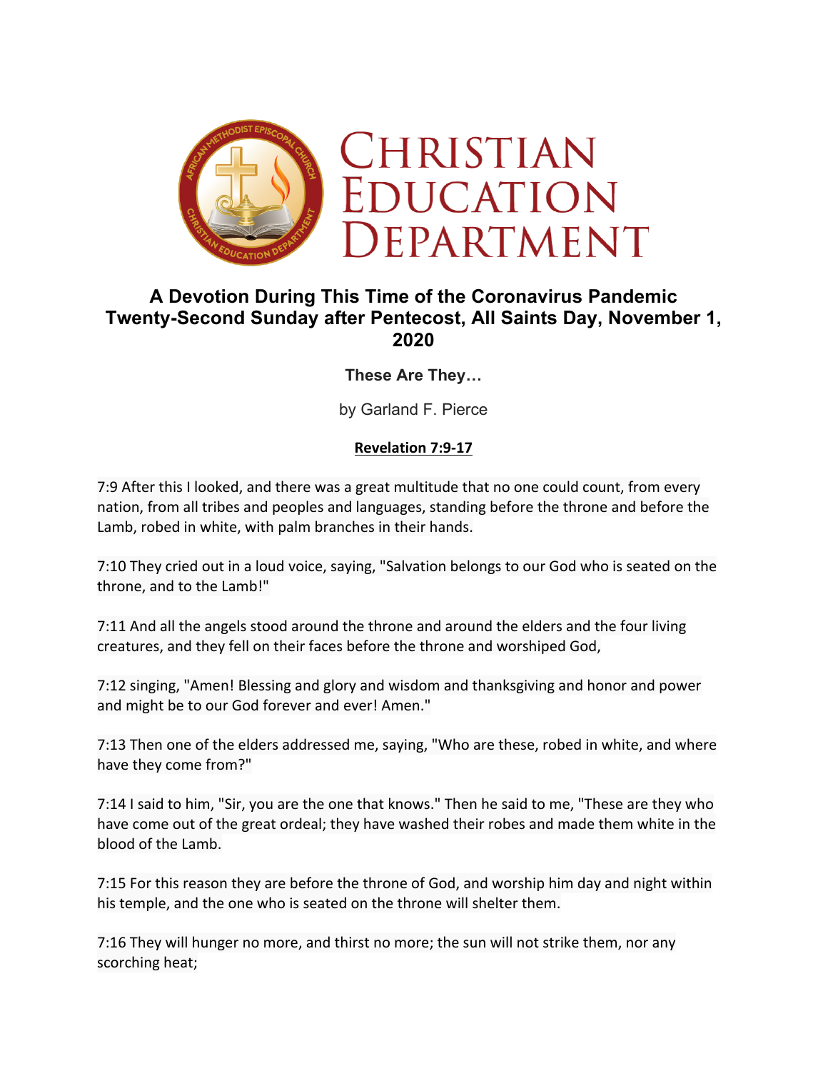# Christian Education Department

## A Devotion During This Time of the Coronavirus Pandemic Twenty-Second Sunday after Pentecost, All Saints Day, November 1, 2020

### These Are They…

by Garland F. Pierce

**Revelation 7:9-17**

7:9 After this I looked, and there was a great multitude that no one could count, from every nation, from all tribes and peoples and languages, standing before the throne and before the Lamb, robed in white, with palm branches in their hands.

7:10 They cried out in a loud voice, saying, "Salvation belongs to our God who is seated on the throne, and to the Lamb!"

7:11 And all the angels stood around the throne and around the elders and the four living creatures, and they fell on their faces before the throne and worshiped God,

7:12 singing, "Amen! Blessing and glory and wisdom and thanksgiving and honor and power and might be to our God forever and ever! Amen."

7:13 Then one of the elders addressed me, saying, "Who are these, robed in white, and where have they come from?"

7:14 I said to him, "Sir, you are the one that knows." Then he said to me, "These are they who have come out of the great ordeal; they have washed their robes and made them white in the blood of the Lamb.

7:15 For this reason they are before the throne of God, and worship him day and night within his temple, and the one who is seated on the throne will shelter them.

7:16 They will hunger no more, and thirst no more; the sun will not strike them, nor any scorching heat;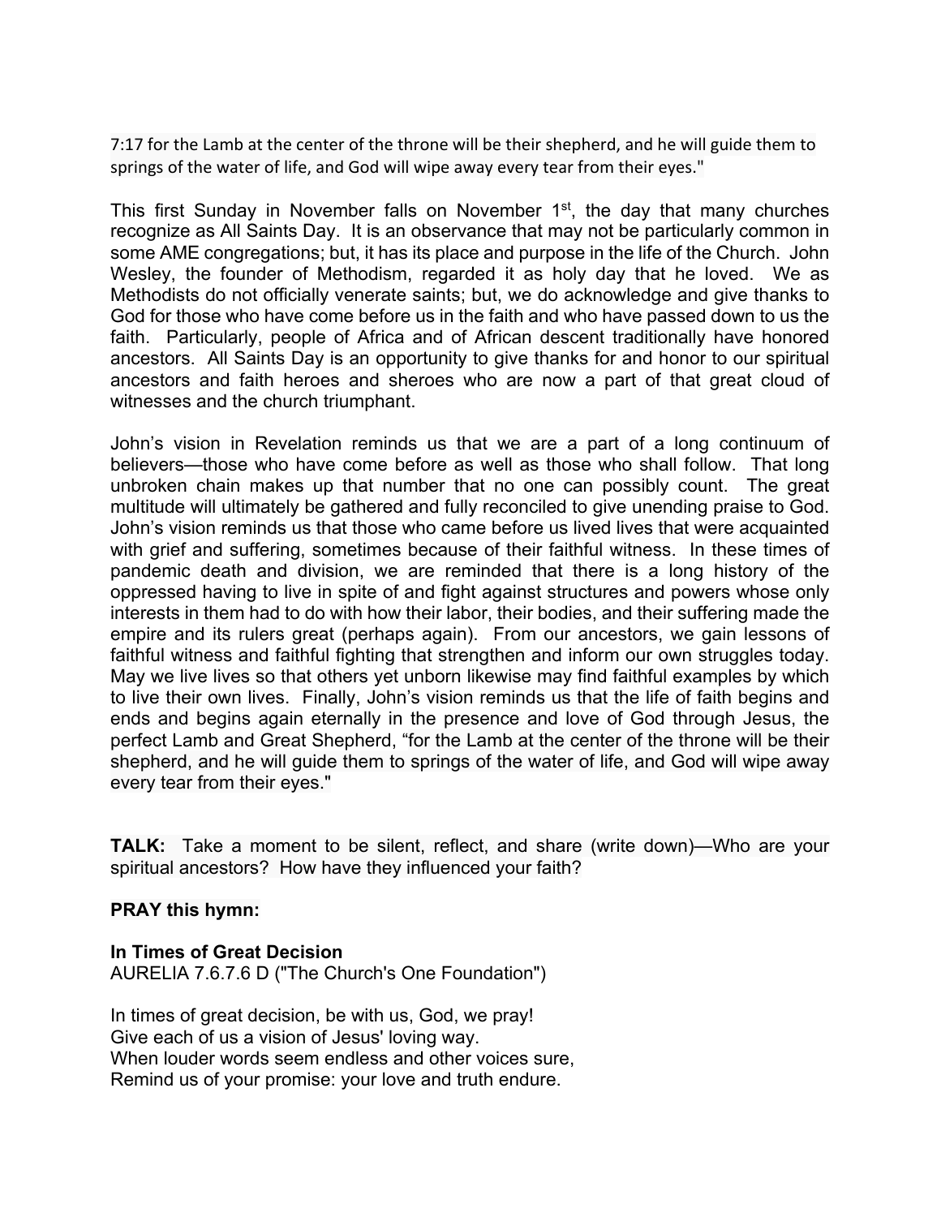7:17 for the Lamb at the center of the throne will be their shepherd, and he will guide them to springs of the water of life, and God will wipe away every tear from their eyes."

This first Sunday in November falls on November 1st, the day that many churches recognize as All Saints Day. It is an observance that may not be particularly common in some AME congregations; but, it has its place and purpose in the life of the Church. John Wesley, the founder of Methodism, regarded it as holy day that he loved. We as Methodists do not officially venerate saints; but, we do acknowledge and give thanks to God for those who have come before us in the faith and who have passed down to us the faith. Particularly, people of Africa and of African descent traditionally have honored ancestors. All Saints Day is an opportunity to give thanks for and honor to our spiritual ancestors and faith heroes and sheroes who are now a part of that great cloud of witnesses and the church triumphant.

John's vision in Revelation reminds us that we are a part of a long continuum of believers—those who have come before as well as those who shall follow. That long unbroken chain makes up that number that no one can possibly count. The great multitude will ultimately be gathered and fully reconciled to give unending praise to God. John's vision reminds us that those who came before us lived lives that were acquainted with grief and suffering, sometimes because of their faithful witness. In these times of pandemic death and division, we are reminded that there is a long history of the oppressed having to live in spite of and fight against structures and powers whose only interests in them had to do with how their labor, their bodies, and their suffering made the empire and its rulers great (perhaps again). From our ancestors, we gain lessons of faithful witness and faithful fighting that strengthen and inform our own struggles today. May we live lives so that others yet unborn likewise may find faithful examples by which to live their own lives. Finally, John's vision reminds us that the life of faith begins and ends and begins again eternally in the presence and love of God through Jesus, the perfect Lamb and Great Shepherd, "for the Lamb at the center of the throne will be their shepherd, and he will guide them to springs of the water of life, and God will wipe away every tear from their eyes."

**TALK:** Take a moment to be silent, reflect, and share (write down)—Who are your spiritual ancestors? How have they influenced your faith?

**PRAY this hymn:**

**In Times of Great Decision**
AURELIA 7.6.7.6 D ("The Church's One Foundation")

In times of great decision, be with us, God, we pray!
Give each of us a vision of Jesus' loving way.
When louder words seem endless and other voices sure,
Remind us of your promise: your love and truth endure.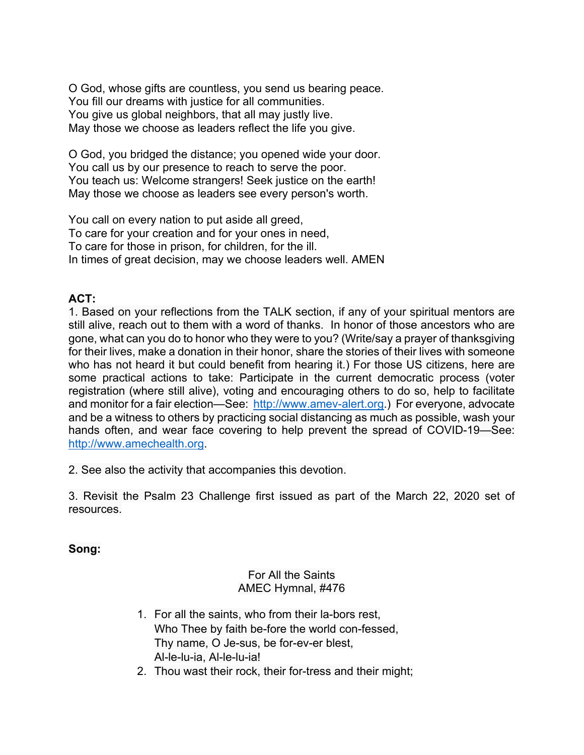O God, whose gifts are countless, you send us bearing peace.
You fill our dreams with justice for all communities.
You give us global neighbors, that all may justly live.
May those we choose as leaders reflect the life you give.

O God, you bridged the distance; you opened wide your door.
You call us by our presence to reach to serve the poor.
You teach us: Welcome strangers! Seek justice on the earth!
May those we choose as leaders see every person's worth.

You call on every nation to put aside all greed,
To care for your creation and for your ones in need,
To care for those in prison, for children, for the ill.
In times of great decision, may we choose leaders well. AMEN

**ACT:**

1. Based on your reflections from the TALK section, if any of your spiritual mentors are still alive, reach out to them with a word of thanks. In honor of those ancestors who are gone, what can you do to honor who they were to you? (Write/say a prayer of thanksgiving for their lives, make a donation in their honor, share the stories of their lives with someone who has not heard it but could benefit from hearing it.) For those US citizens, here are some practical actions to take: Participate in the current democratic process (voter registration (where still alive), voting and encouraging others to do so, help to facilitate and monitor for a fair election—See: http://www.amev-alert.org.) For everyone, advocate and be a witness to others by practicing social distancing as much as possible, wash your hands often, and wear face covering to help prevent the spread of COVID-19—See: http://www.amechealth.org.

2. See also the activity that accompanies this devotion.

3. Revisit the Psalm 23 Challenge first issued as part of the March 22, 2020 set of resources.

**Song:**

For All the Saints
AMEC Hymnal, #476

1. For all the saints, who from their la-bors rest,
   Who Thee by faith be-fore the world con-fessed,
   Thy name, O Je-sus, be for-ev-er blest,
   Al-le-lu-ia, Al-le-lu-ia!
2. Thou wast their rock, their for-tress and their might;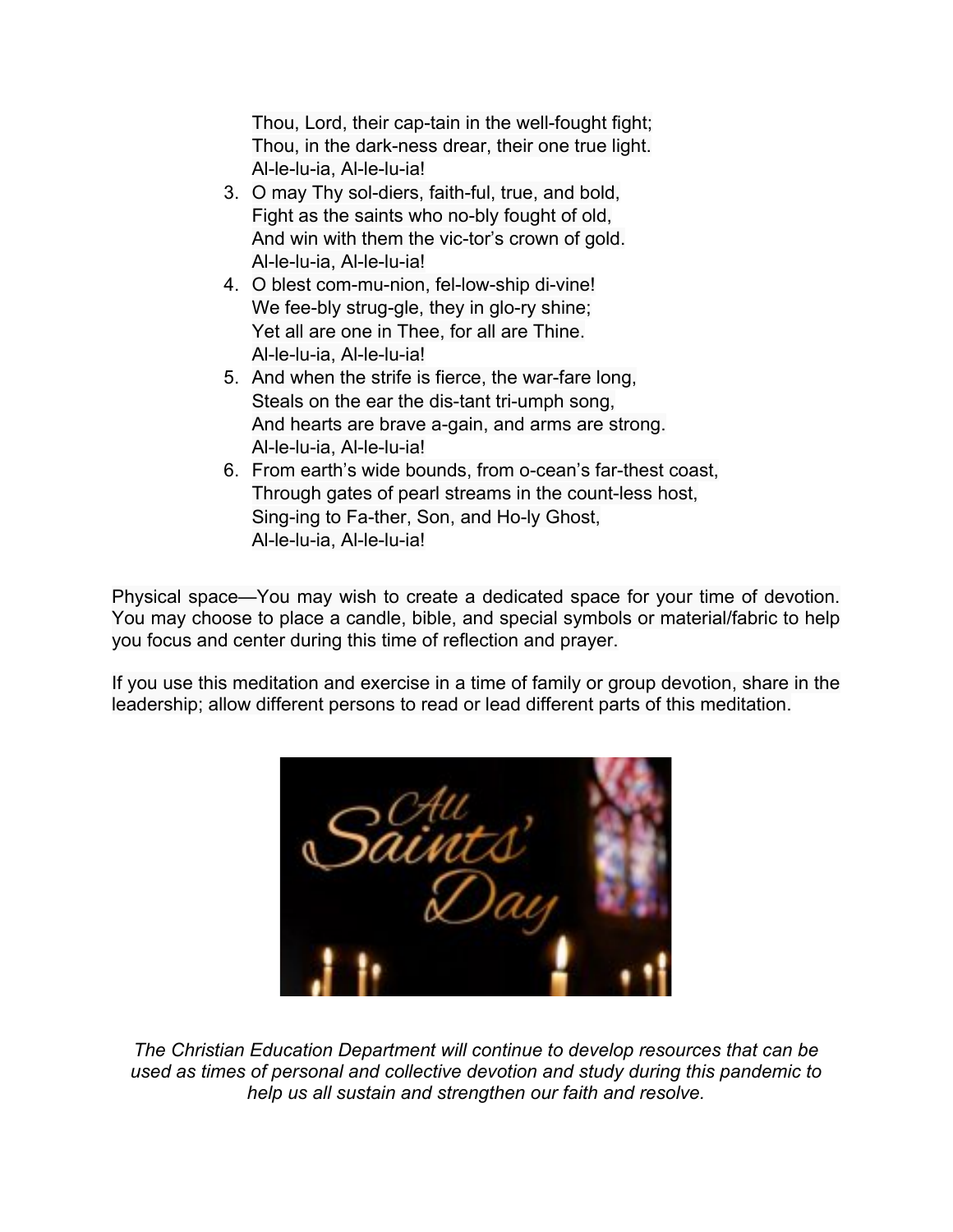Thou, Lord, their cap-tain in the well-fought fight;
Thou, in the dark-ness drear, their one true light.
Al-le-lu-ia, Al-le-lu-ia!

3. O may Thy sol-diers, faith-ful, true, and bold,
   Fight as the saints who no-bly fought of old,
   And win with them the vic-tor's crown of gold.
   Al-le-lu-ia, Al-le-lu-ia!
4. O blest com-mu-nion, fel-low-ship di-vine!
   We fee-bly strug-gle, they in glo-ry shine;
   Yet all are one in Thee, for all are Thine.
   Al-le-lu-ia, Al-le-lu-ia!
5. And when the strife is fierce, the war-fare long,
   Steals on the ear the dis-tant tri-umph song,
   And hearts are brave a-gain, and arms are strong.
   Al-le-lu-ia, Al-le-lu-ia!
6. From earth's wide bounds, from o-cean's far-thest coast,
   Through gates of pearl streams in the count-less host,
   Sing-ing to Fa-ther, Son, and Ho-ly Ghost,
   Al-le-lu-ia, Al-le-lu-ia!

Physical space—You may wish to create a dedicated space for your time of devotion. You may choose to place a candle, bible, and special symbols or material/fabric to help you focus and center during this time of reflection and prayer.

If you use this meditation and exercise in a time of family or group devotion, share in the leadership; allow different persons to read or lead different parts of this meditation.

All Saints' Day

*The Christian Education Department will continue to develop resources that can be used as times of personal and collective devotion and study during this pandemic to help us all sustain and strengthen our faith and resolve.*